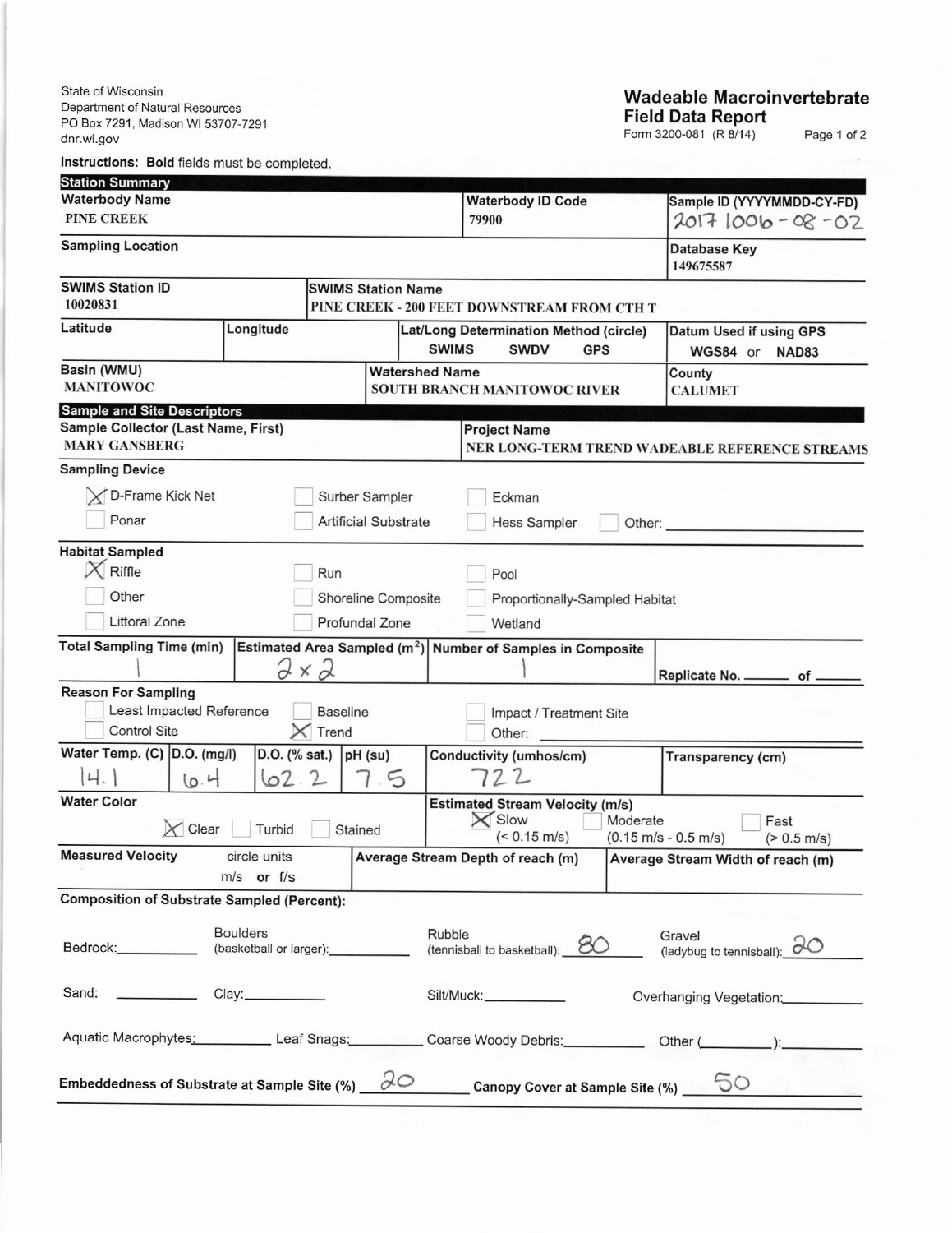State of Wisconsin
Department of Natural Resources
PO Box 7291, Madison WI 53707-7291
dnr.wi.gov

# Wadeable Macroinvertebrate Field Data Report

Form 3200-081 (R 8/14)

Instructions: **Bold** fields must be completed.

## Station Summary

| **Waterbody Name** | **Waterbody ID Code** | **Sample ID (YYYYMMDD-CY-FD)** |
|---|---|---|
| PINE CREEK | 79900 | 20171006-08-02 |

| **Sampling Location** | **Database Key** |
|---|---|
| | 149675587 |

| **SWIMS Station ID** | **SWIMS Station Name** |
|---|---|
| 10020831 | PINE CREEK - 200 FEET DOWNSTREAM FROM CTH T |

| Latitude | Longitude | Lat/Long Determination Method (circle) | Datum Used if using GPS |
|---|---|---|---|
| | | SWIMS SWDV GPS | WGS84 or NAD83 |

| **Basin (WMU)** | **Watershed Name** | **County** |
|---|---|---|
| MANITOWOC | SOUTH BRANCH MANITOWOC RIVER | CALUMET |

## Sample and Site Descriptors

| **Sample Collector (Last Name, First)** | **Project Name** |
|---|---|
| MARY GANSBERG | NER LONG-TERM TREND WADEABLE REFERENCE STREAMS |

**Sampling Device**

- [x] D-Frame Kick Net
- [ ] Surber Sampler
- [ ] Eckman
- [ ] Ponar
- [ ] Artificial Substrate
- [ ] Hess Sampler
- [ ] Other: ______

**Habitat Sampled**

- [x] Riffle
- [ ] Run
- [ ] Pool
- [ ] Other
- [ ] Shoreline Composite
- [ ] Proportionally-Sampled Habitat
- [ ] Littoral Zone
- [ ] Profundal Zone
- [ ] Wetland

| **Total Sampling Time (min)** | **Estimated Area Sampled (m²)** | **Number of Samples in Composite** | Replicate No. ___ of ___ |
|---|---|---|---|
| 1 | 2 x 2 | 1 | |

**Reason For Sampling**

- [ ] Least Impacted Reference
- [ ] Baseline
- [ ] Impact / Treatment Site
- [ ] Control Site
- [x] Trend
- [ ] Other: ______

| **Water Temp. (C)** | **D.O. (mg/l)** | **D.O. (% sat.)** | **pH (su)** | **Conductivity (umhos/cm)** | **Transparency (cm)** |
|---|---|---|---|---|---|
| 14.1 | 6.4 | 62.2 | 7.5 | 722 | |

**Water Color**

- [x] Clear
- [ ] Turbid
- [ ] Stained

**Estimated Stream Velocity (m/s)**

- [x] Slow (< 0.15 m/s)
- [ ] Moderate (0.15 m/s - 0.5 m/s)
- [ ] Fast (> 0.5 m/s)

| **Measured Velocity** (circle units: m/s or f/s) | **Average Stream Depth of reach (m)** | **Average Stream Width of reach (m)** |
|---|---|---|
| | | |

**Composition of Substrate Sampled (Percent):**

Bedrock: ______ Boulders (basketball or larger): ______ Rubble (tennisball to basketball): 80 Gravel (ladybug to tennisball): 20

Sand: ______ Clay: ______ Silt/Muck: ______ Overhanging Vegetation: ______

Aquatic Macrophytes: ______ Leaf Snags: ______ Coarse Woody Debris: ______ Other (______): ______

**Embeddedness of Substrate at Sample Site (%)** 20 **Canopy Cover at Sample Site (%)** 50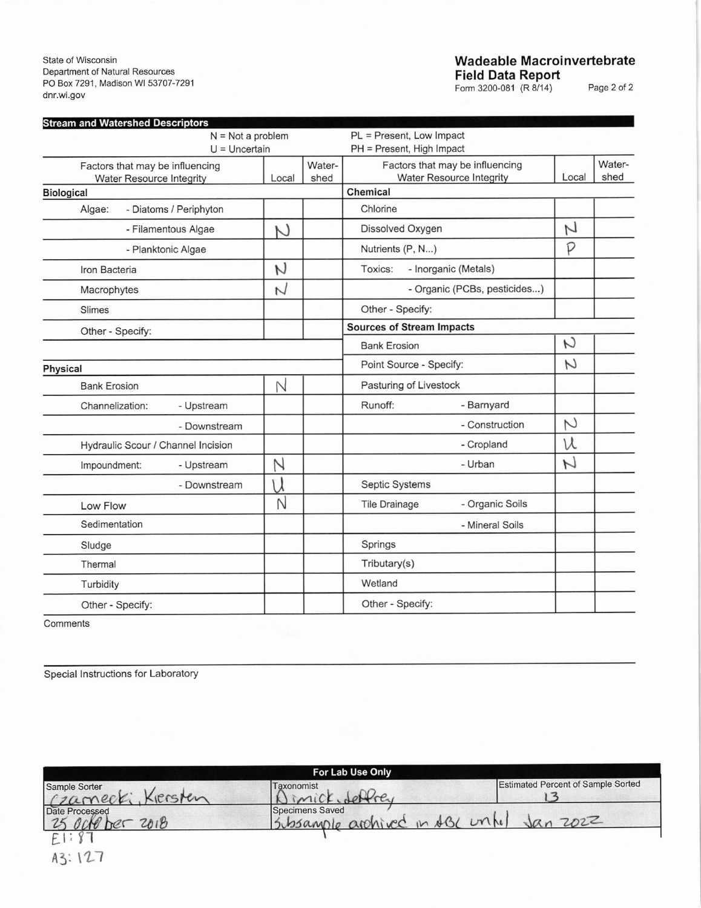State of Wisconsin
Department of Natural Resources
PO Box 7291, Madison WI 53707-7291
dnr.wi.gov

## Wadeable Macroinvertebrate Field Data Report

Form 3200-081 (R 8/14)

### Stream and Watershed Descriptors

N = Not a problem
U = Uncertain
PL = Present, Low Impact
PH = Present, High Impact

| Factors that may be influencing Water Resource Integrity | | Local | Watershed | Factors that may be influencing Water Resource Integrity | | Local | Watershed |
|---|---|---|---|---|---|---|---|
| **Biological** | | | | **Chemical** | | | |
| Algae: | - Diatoms / Periphyton | | | Chlorine | | | |
| | - Filamentous Algae | N | | Dissolved Oxygen | | N | |
| | - Planktonic Algae | | | Nutrients (P, N...) | | P | |
| Iron Bacteria | | N | | Toxics: | - Inorganic (Metals) | | |
| Macrophytes | | N | | | - Organic (PCBs, pesticides...) | | |
| Slimes | | | | Other - Specify: | | | |
| Other - Specify: | | | | **Sources of Stream Impacts** | | | |
| | | | | Bank Erosion | | N | |
| **Physical** | | | | Point Source - Specify: | | N | |
| Bank Erosion | | N | | Pasturing of Livestock | | | |
| Channelization: | - Upstream | | | Runoff: | - Barnyard | | |
| | - Downstream | | | | - Construction | N | |
| Hydraulic Scour / Channel Incision | | | | | - Cropland | U | |
| Impoundment: | - Upstream | N | | | - Urban | N | |
| | - Downstream | U | | Septic Systems | | | |
| Low Flow | | N | | Tile Drainage | - Organic Soils | | |
| Sedimentation | | | | | - Mineral Soils | | |
| Sludge | | | | Springs | | | |
| Thermal | | | | Tributary(s) | | | |
| Turbidity | | | | Wetland | | | |
| Other - Specify: | | | | Other - Specify: | | | |

Comments

Special Instructions for Laboratory

### For Lab Use Only

| Sample Sorter | Taxonomist | Estimated Percent of Sample Sorted |
|---|---|---|
| Czarnecki, Kiersten | Dimick, Jeffrey | 13 |
| **Date Processed** | **Specimens Saved** | |
| 25 October 2018 | Subsample archived in ABL until Jan 2022 | |

E1: 87
A3: 127